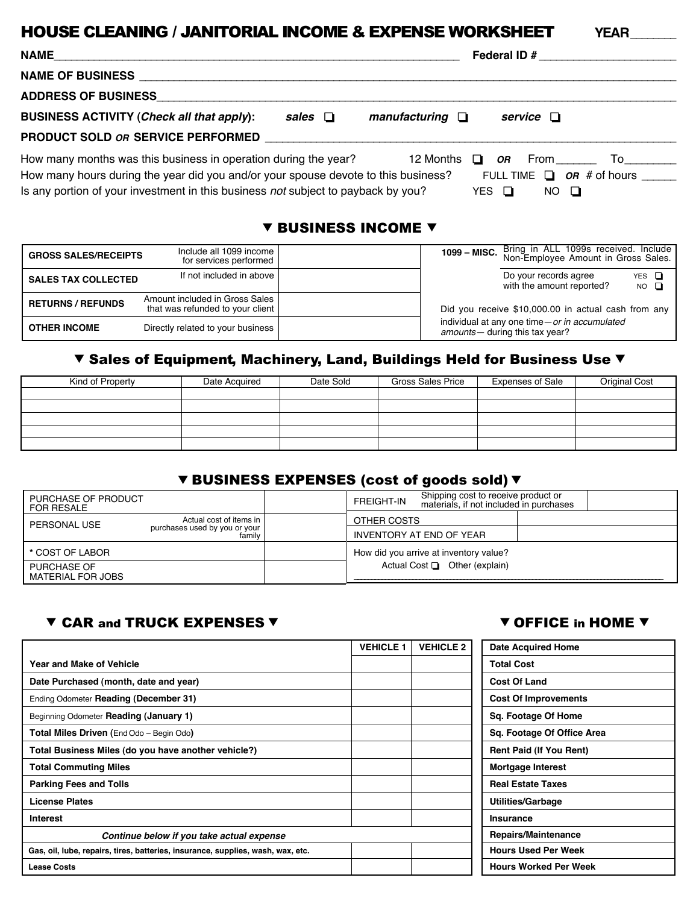# HOUSE CLEANING / JANITORIAL INCOME & EXPENSE WORKSHEET

**YEAR**______

**NAME**________________________________________ **Federal ID #** ____________________

**NAME OF BUSINESS** ________________________________________________

**ADDRESS OF BUSINESS**________________________________________________

**BUSINESS ACTIVITY (*Check all that apply*):** *sales* ❑ *manufacturing* ❑ *service* ❑

**PRODUCT SOLD *OR* SERVICE PERFORMED** ________________________________________

How many months was this business in operation during the year? 12 Months ❑ ***OR*** From______ To________

How many hours during the year did you and/or your spouse devote to this business? FULL TIME ❑ ***OR*** # of hours _____

Is any portion of your investment in this business *not* subject to payback by you? YES ❑ NO ❑

## ▼ BUSINESS INCOME ▼

| | | | |
|---|---|---|---|
| **GROSS SALES/RECEIPTS** | Include all 1099 income for services performed | | **1099 – MISC.** Bring in ALL 1099s received. Include Non-Employee Amount in Gross Sales. |
| **SALES TAX COLLECTED** | If not included in above | | Do your records agree with the amount reported? YES ❑ NO ❑ |
| **RETURNS / REFUNDS** | Amount included in Gross Sales that was refunded to your client | | Did you receive $10,000.00 in actual cash from any individual at any one time—*or in accumulated amounts*— during this tax year? |
| **OTHER INCOME** | Directly related to your business | | |

## ▼ Sales of Equipment, Machinery, Land, Buildings Held for Business Use ▼

| Kind of Property | Date Acquired | Date Sold | Gross Sales Price | Expenses of Sale | Original Cost |
|---|---|---|---|---|---|
| | | | | | |
| | | | | | |
| | | | | | |
| | | | | | |
| | | | | | |

## ▼ BUSINESS EXPENSES (cost of goods sold) ▼

| | | | | |
|---|---|---|---|---|
| PURCHASE OF PRODUCT FOR RESALE | | | FREIGHT-IN — Shipping cost to receive product or materials, if not included in purchases | |
| PERSONAL USE | Actual cost of items in purchases used by you or your family | | OTHER COSTS | |
| | | | INVENTORY AT END OF YEAR | |
| * COST OF LABOR | | | How did you arrive at inventory value? Actual Cost ❑ Other (explain) ________ | |
| PURCHASE OF MATERIAL FOR JOBS | | | | |

## ▼ CAR and TRUCK EXPENSES ▼

| | VEHICLE 1 | VEHICLE 2 |
|---|---|---|
| **Year and Make of Vehicle** | | |
| **Date Purchased (month, date and year)** | | |
| Ending Odometer **Reading (December 31)** | | |
| Beginning Odometer **Reading (January 1)** | | |
| **Total Miles Driven (**End Odo – Begin Odo**)** | | |
| **Total Business Miles (do you have another vehicle?)** | | |
| **Total Commuting Miles** | | |
| **Parking Fees and Tolls** | | |
| **License Plates** | | |
| **Interest** | | |
| ***Continue below if you take actual expense*** | | |
| **Gas, oil, lube, repairs, tires, batteries, insurance, supplies, wash, wax, etc.** | | |
| **Lease Costs** | | |

## ▼ OFFICE in HOME ▼

| | |
|---|---|
| **Date Acquired Home** | |
| **Total Cost** | |
| **Cost Of Land** | |
| **Cost Of Improvements** | |
| **Sq. Footage Of Home** | |
| **Sq. Footage Of Office Area** | |
| **Rent Paid (If You Rent)** | |
| **Mortgage Interest** | |
| **Real Estate Taxes** | |
| **Utilities/Garbage** | |
| **Insurance** | |
| **Repairs/Maintenance** | |
| **Hours Used Per Week** | |
| **Hours Worked Per Week** | |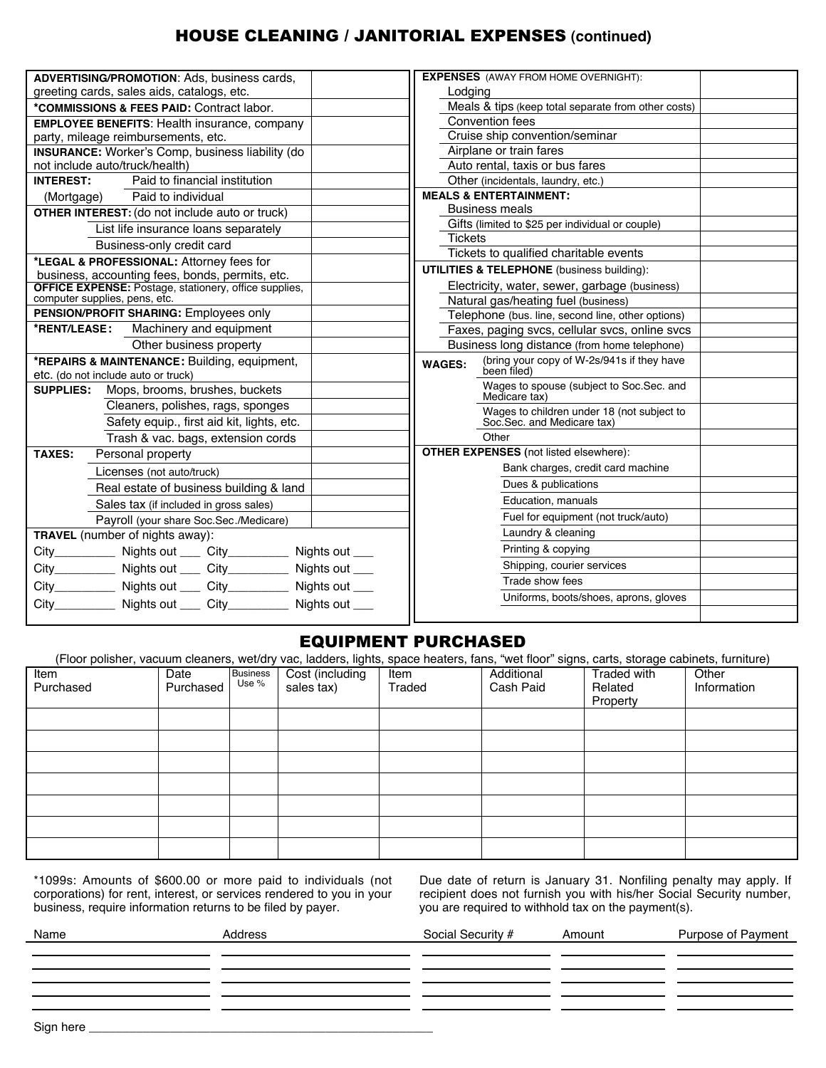# HOUSE CLEANING / JANITORIAL EXPENSES (continued)

| | | |
|---|---|---|
| **ADVERTISING/PROMOTION**: Ads, business cards, greeting cards, sales aids, catalogs, etc. | | |
| ***COMMISSIONS & FEES PAID:** Contract labor. | | |
| **EMPLOYEE BENEFITS**: Health insurance, company party, mileage reimbursements, etc. | | |
| **INSURANCE:** Worker's Comp, business liability (do not include auto/truck/health) | | |
| **INTEREST:** (Mortgage) | Paid to financial institution | |
| | Paid to individual | |
| **OTHER INTEREST:** (do not include auto or truck) | List life insurance loans separately | |
| | Business-only credit card | |
| ***LEGAL & PROFESSIONAL:** Attorney fees for business, accounting fees, bonds, permits, etc. | | |
| **OFFICE EXPENSE:** Postage, stationery, office supplies, computer supplies, pens, etc. | | |
| **PENSION/PROFIT SHARING:** Employees only | | |
| ***RENT/LEASE:** | Machinery and equipment | |
| | Other business property | |
| ***REPAIRS & MAINTENANCE:** Building, equipment, etc. (do not include auto or truck) | | |
| **SUPPLIES:** | Mops, brooms, brushes, buckets | |
| | Cleaners, polishes, rags, sponges | |
| | Safety equip., first aid kit, lights, etc. | |
| | Trash & vac. bags, extension cords | |
| **TAXES:** | Personal property | |
| | Licenses (not auto/truck) | |
| | Real estate of business building & land | |
| | Sales tax (if included in gross sales) | |
| | Payroll (your share Soc.Sec./Medicare) | |

**TRAVEL** (number of nights away):

City_________ Nights out ___ City_________ Nights out ___
City_________ Nights out ___ City_________ Nights out ___
City_________ Nights out ___ City_________ Nights out ___
City_________ Nights out ___ City_________ Nights out ___

| | | |
|---|---|---|
| **EXPENSES** (AWAY FROM HOME OVERNIGHT): | Lodging | |
| | Meals & tips (keep total separate from other costs) | |
| | Convention fees | |
| | Cruise ship convention/seminar | |
| | Airplane or train fares | |
| | Auto rental, taxis or bus fares | |
| | Other (incidentals, laundry, etc.) | |
| **MEALS & ENTERTAINMENT:** | Business meals | |
| | Gifts (limited to $25 per individual or couple) | |
| | Tickets | |
| | Tickets to qualified charitable events | |
| **UTILITIES & TELEPHONE** (business building): | Electricity, water, sewer, garbage (business) | |
| | Natural gas/heating fuel (business) | |
| | Telephone (bus. line, second line, other options) | |
| | Faxes, paging svcs, cellular svcs, online svcs | |
| | Business long distance (from home telephone) | |
| **WAGES:** | (bring your copy of W-2s/941s if they have been filed) | |
| | Wages to spouse (subject to Soc.Sec. and Medicare tax) | |
| | Wages to children under 18 (not subject to Soc.Sec. and Medicare tax) | |
| | Other | |
| **OTHER EXPENSES** (not listed elsewhere): | Bank charges, credit card machine | |
| | Dues & publications | |
| | Education, manuals | |
| | Fuel for equipment (not truck/auto) | |
| | Laundry & cleaning | |
| | Printing & copying | |
| | Shipping, courier services | |
| | Trade show fees | |
| | Uniforms, boots/shoes, aprons, gloves | |
| | | |

## EQUIPMENT PURCHASED

(Floor polisher, vacuum cleaners, wet/dry vac, ladders, lights, space heaters, fans, "wet floor" signs, carts, storage cabinets, furniture)

| Item Purchased | Date Purchased | Business Use % | Cost (including sales tax) | Item Traded | Additional Cash Paid | Traded with Related Property | Other Information |
|---|---|---|---|---|---|---|---|
| | | | | | | | |
| | | | | | | | |
| | | | | | | | |
| | | | | | | | |
| | | | | | | | |
| | | | | | | | |
| | | | | | | | |

*1099s: Amounts of $600.00 or more paid to individuals (not corporations) for rent, interest, or services rendered to you in your business, require information returns to be filed by payer.

Due date of return is January 31. Nonfiling penalty may apply. If recipient does not furnish you with his/her Social Security number, you are required to withhold tax on the payment(s).

| Name | Address | Social Security # | Amount | Purpose of Payment |
|---|---|---|---|---|
| | | | | |
| | | | | |
| | | | | |
| | | | | |
| | | | | |

Sign here ____________________________________________________